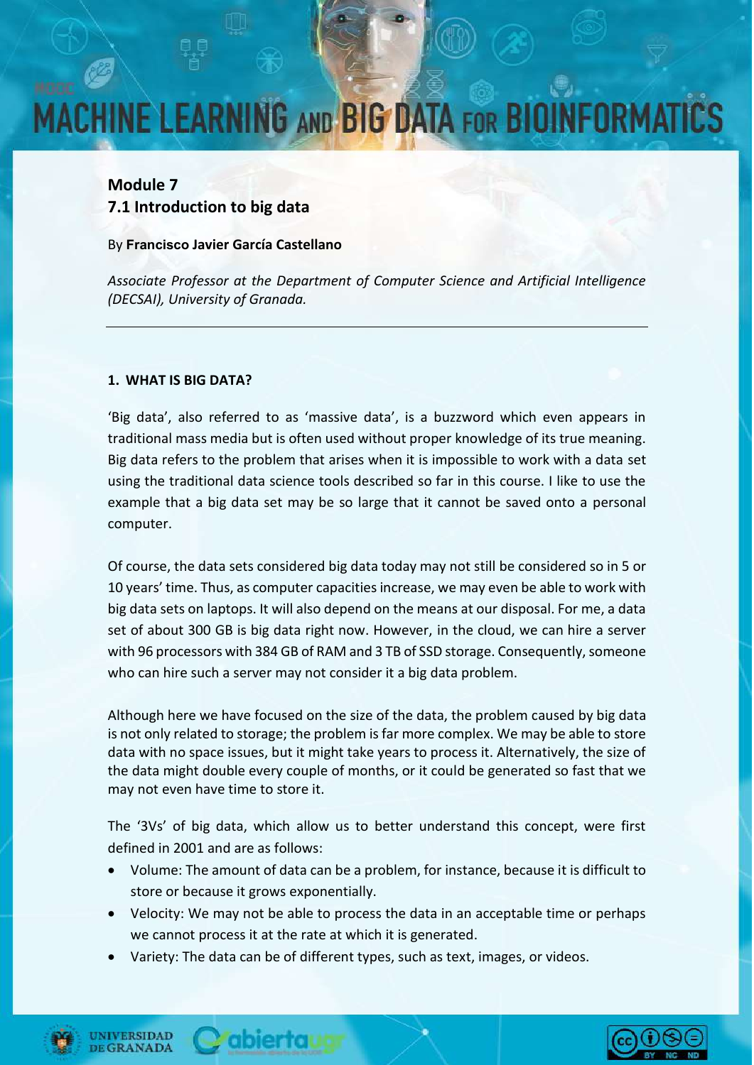# MACHINE LEARNING AND BIG DATA FOR BIOINFORMATICS

## Module 7
## 7.1 Introduction to big data

By **Francisco Javier García Castellano**

*Associate Professor at the Department of Computer Science and Artificial Intelligence (DECSAI), University of Granada.*

---

### 1. WHAT IS BIG DATA?

'Big data', also referred to as 'massive data', is a buzzword which even appears in traditional mass media but is often used without proper knowledge of its true meaning. Big data refers to the problem that arises when it is impossible to work with a data set using the traditional data science tools described so far in this course. I like to use the example that a big data set may be so large that it cannot be saved onto a personal computer.

Of course, the data sets considered big data today may not still be considered so in 5 or 10 years' time. Thus, as computer capacities increase, we may even be able to work with big data sets on laptops. It will also depend on the means at our disposal. For me, a data set of about 300 GB is big data right now. However, in the cloud, we can hire a server with 96 processors with 384 GB of RAM and 3 TB of SSD storage. Consequently, someone who can hire such a server may not consider it a big data problem.

Although here we have focused on the size of the data, the problem caused by big data is not only related to storage; the problem is far more complex. We may be able to store data with no space issues, but it might take years to process it. Alternatively, the size of the data might double every couple of months, or it could be generated so fast that we may not even have time to store it.

The '3Vs' of big data, which allow us to better understand this concept, were first defined in 2001 and are as follows:

- Volume: The amount of data can be a problem, for instance, because it is difficult to store or because it grows exponentially.
- Velocity: We may not be able to process the data in an acceptable time or perhaps we cannot process it at the rate at which it is generated.
- Variety: The data can be of different types, such as text, images, or videos.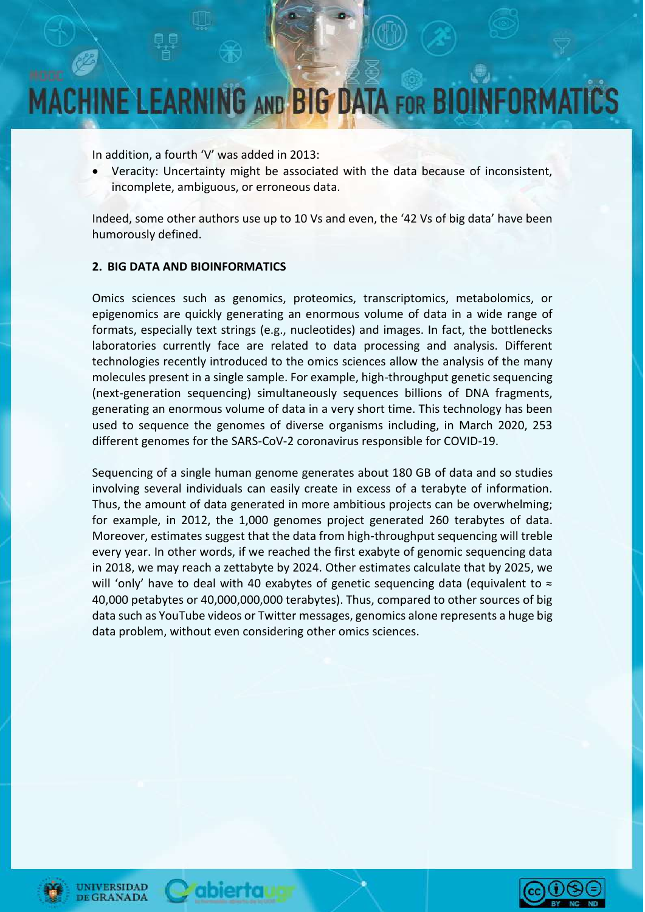In addition, a fourth 'V' was added in 2013:

- Veracity: Uncertainty might be associated with the data because of inconsistent, incomplete, ambiguous, or erroneous data.

Indeed, some other authors use up to 10 Vs and even, the '42 Vs of big data' have been humorously defined.

## 2. BIG DATA AND BIOINFORMATICS

Omics sciences such as genomics, proteomics, transcriptomics, metabolomics, or epigenomics are quickly generating an enormous volume of data in a wide range of formats, especially text strings (e.g., nucleotides) and images. In fact, the bottlenecks laboratories currently face are related to data processing and analysis. Different technologies recently introduced to the omics sciences allow the analysis of the many molecules present in a single sample. For example, high-throughput genetic sequencing (next-generation sequencing) simultaneously sequences billions of DNA fragments, generating an enormous volume of data in a very short time. This technology has been used to sequence the genomes of diverse organisms including, in March 2020, 253 different genomes for the SARS-CoV-2 coronavirus responsible for COVID-19.

Sequencing of a single human genome generates about 180 GB of data and so studies involving several individuals can easily create in excess of a terabyte of information. Thus, the amount of data generated in more ambitious projects can be overwhelming; for example, in 2012, the 1,000 genomes project generated 260 terabytes of data. Moreover, estimates suggest that the data from high-throughput sequencing will treble every year. In other words, if we reached the first exabyte of genomic sequencing data in 2018, we may reach a zettabyte by 2024. Other estimates calculate that by 2025, we will 'only' have to deal with 40 exabytes of genetic sequencing data (equivalent to ≈ 40,000 petabytes or 40,000,000,000 terabytes). Thus, compared to other sources of big data such as YouTube videos or Twitter messages, genomics alone represents a huge big data problem, without even considering other omics sciences.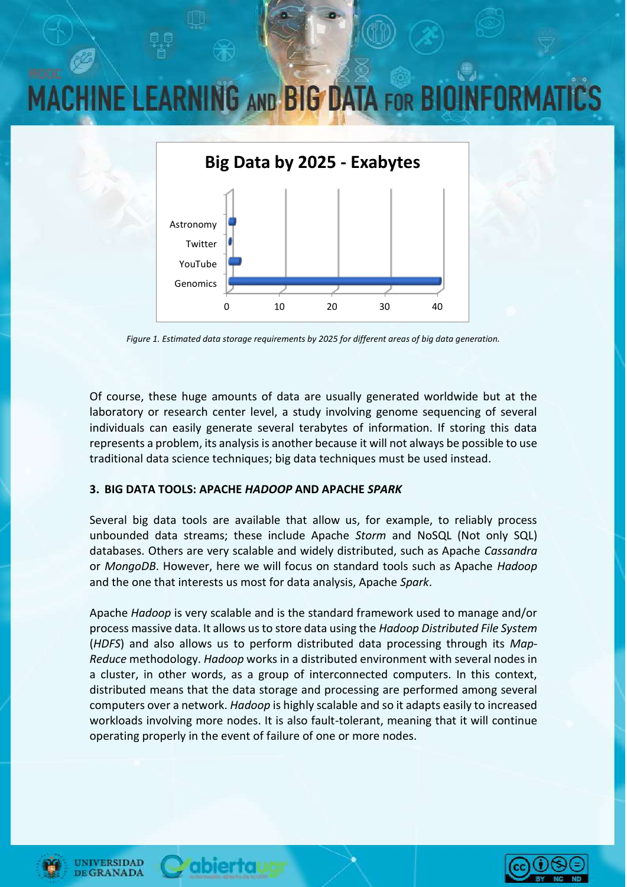Figure 1. Estimated data storage requirements by 2025 for different areas of big data generation.

Of course, these huge amounts of data are usually generated worldwide but at the laboratory or research center level, a study involving genome sequencing of several individuals can easily generate several terabytes of information. If storing this data represents a problem, its analysis is another because it will not always be possible to use traditional data science techniques; big data techniques must be used instead.

## 3. BIG DATA TOOLS: APACHE *HADOOP* AND APACHE *SPARK*

Several big data tools are available that allow us, for example, to reliably process unbounded data streams; these include Apache *Storm* and NoSQL (Not only SQL) databases. Others are very scalable and widely distributed, such as Apache *Cassandra* or *MongoDB*. However, here we will focus on standard tools such as Apache *Hadoop* and the one that interests us most for data analysis, Apache *Spark*.

Apache *Hadoop* is very scalable and is the standard framework used to manage and/or process massive data. It allows us to store data using the *Hadoop Distributed File System* (*HDFS*) and also allows us to perform distributed data processing through its *Map-Reduce* methodology. *Hadoop* works in a distributed environment with several nodes in a cluster, in other words, as a group of interconnected computers. In this context, distributed means that the data storage and processing are performed among several computers over a network. *Hadoop* is highly scalable and so it adapts easily to increased workloads involving more nodes. It is also fault-tolerant, meaning that it will continue operating properly in the event of failure of one or more nodes.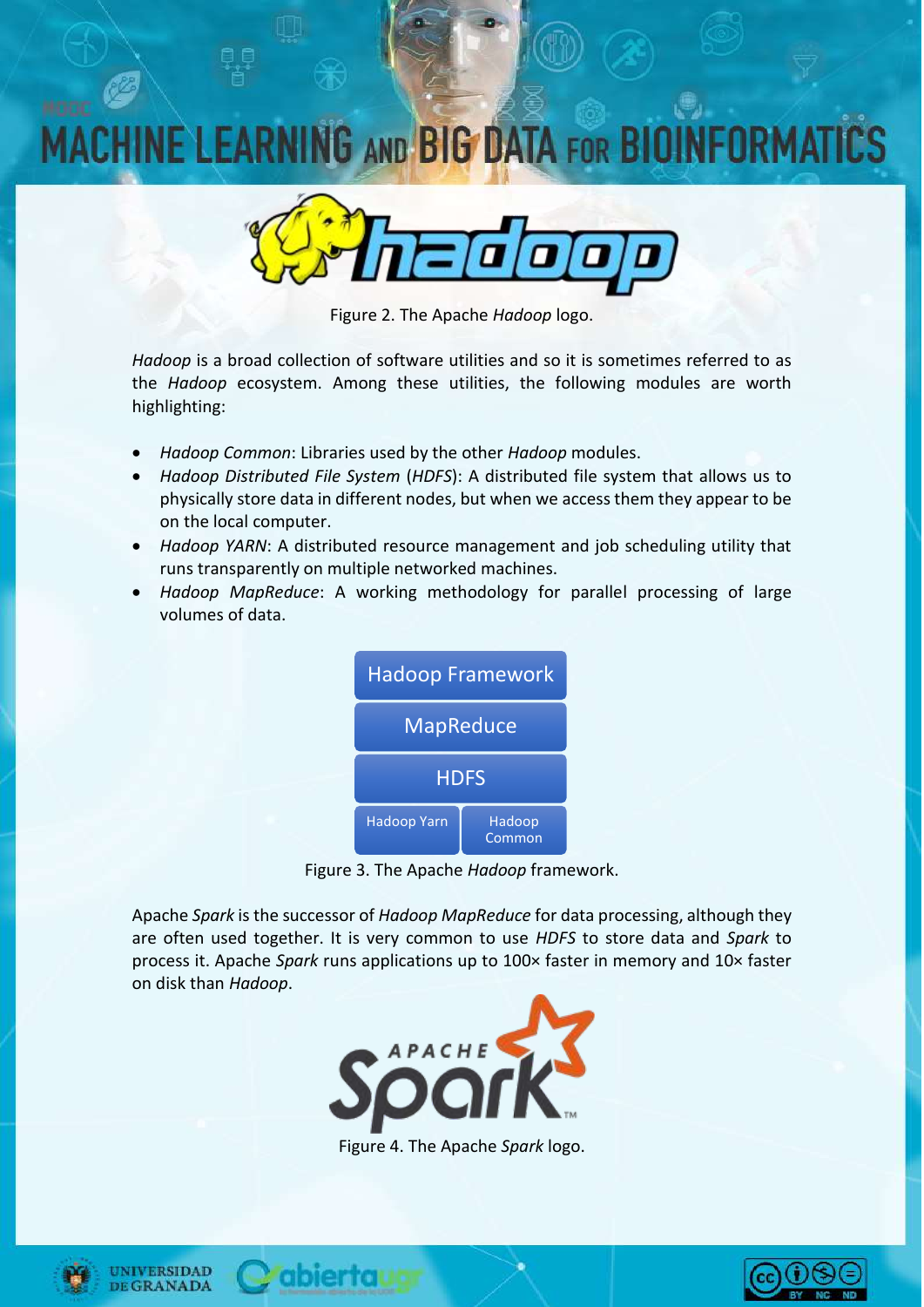Figure 2. The Apache *Hadoop* logo.

*Hadoop* is a broad collection of software utilities and so it is sometimes referred to as the *Hadoop* ecosystem. Among these utilities, the following modules are worth highlighting:

- *Hadoop Common*: Libraries used by the other *Hadoop* modules.
- *Hadoop Distributed File System* (*HDFS*): A distributed file system that allows us to physically store data in different nodes, but when we access them they appear to be on the local computer.
- *Hadoop YARN*: A distributed resource management and job scheduling utility that runs transparently on multiple networked machines.
- *Hadoop MapReduce*: A working methodology for parallel processing of large volumes of data.

Hadoop Framework

MapReduce

HDFS

Hadoop Yarn | Hadoop Common

Figure 3. The Apache *Hadoop* framework.

Apache *Spark* is the successor of *Hadoop MapReduce* for data processing, although they are often used together. It is very common to use *HDFS* to store data and *Spark* to process it. Apache *Spark* runs applications up to 100× faster in memory and 10× faster on disk than *Hadoop*.

Figure 4. The Apache *Spark* logo.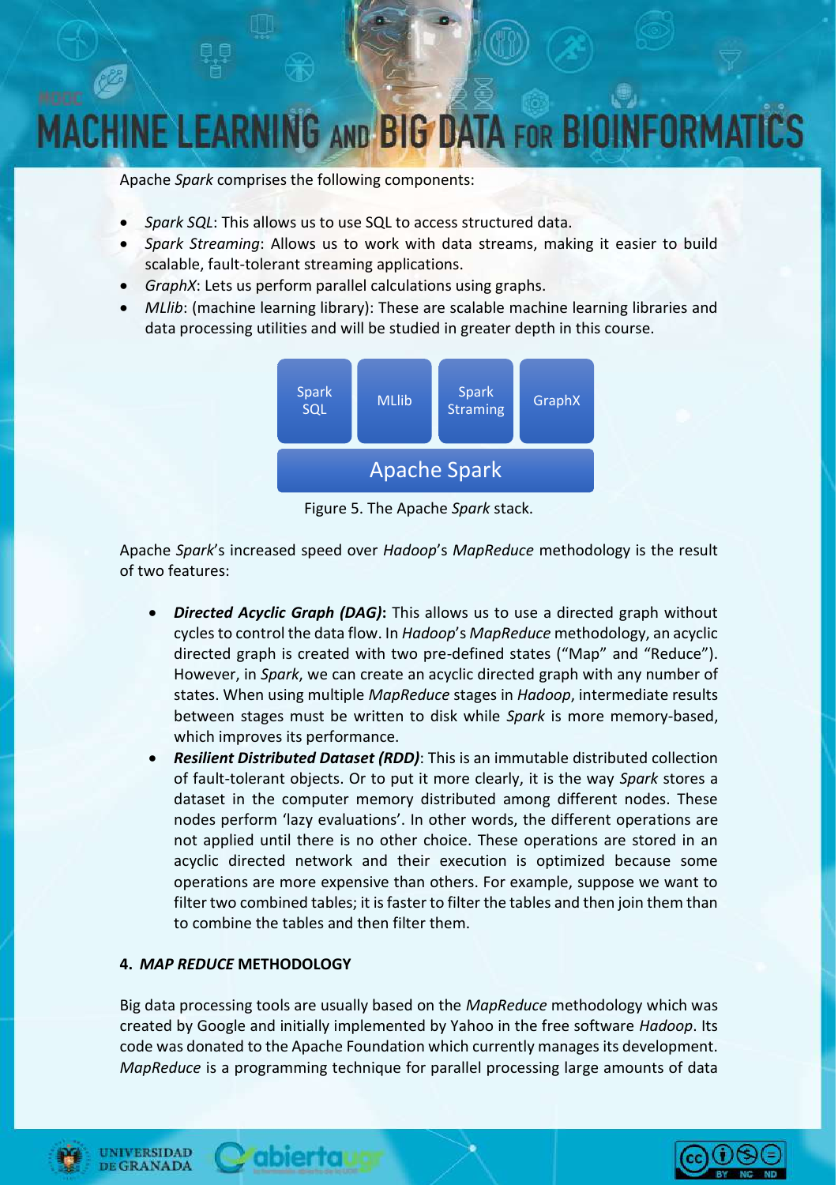Apache *Spark* comprises the following components:

- *Spark SQL*: This allows us to use SQL to access structured data.
- *Spark Streaming*: Allows us to work with data streams, making it easier to build scalable, fault-tolerant streaming applications.
- *GraphX*: Lets us perform parallel calculations using graphs.
- *MLlib*: (machine learning library): These are scalable machine learning libraries and data processing utilities and will be studied in greater depth in this course.

| Spark SQL | MLlib | Spark Straming | GraphX |
|---|---|---|---|
| Apache Spark | | | |

Figure 5. The Apache *Spark* stack.

Apache *Spark*'s increased speed over *Hadoop*'s *MapReduce* methodology is the result of two features:

- ***Directed Acyclic Graph (DAG)*:** This allows us to use a directed graph without cycles to control the data flow. In *Hadoop*'s *MapReduce* methodology, an acyclic directed graph is created with two pre-defined states ("Map" and "Reduce"). However, in *Spark*, we can create an acyclic directed graph with any number of states. When using multiple *MapReduce* stages in *Hadoop*, intermediate results between stages must be written to disk while *Spark* is more memory-based, which improves its performance.
- ***Resilient Distributed Dataset (RDD)***: This is an immutable distributed collection of fault-tolerant objects. Or to put it more clearly, it is the way *Spark* stores a dataset in the computer memory distributed among different nodes. These nodes perform 'lazy evaluations'. In other words, the different operations are not applied until there is no other choice. These operations are stored in an acyclic directed network and their execution is optimized because some operations are more expensive than others. For example, suppose we want to filter two combined tables; it is faster to filter the tables and then join them than to combine the tables and then filter them.

## 4. *MAP REDUCE* METHODOLOGY

Big data processing tools are usually based on the *MapReduce* methodology which was created by Google and initially implemented by Yahoo in the free software *Hadoop*. Its code was donated to the Apache Foundation which currently manages its development. *MapReduce* is a programming technique for parallel processing large amounts of data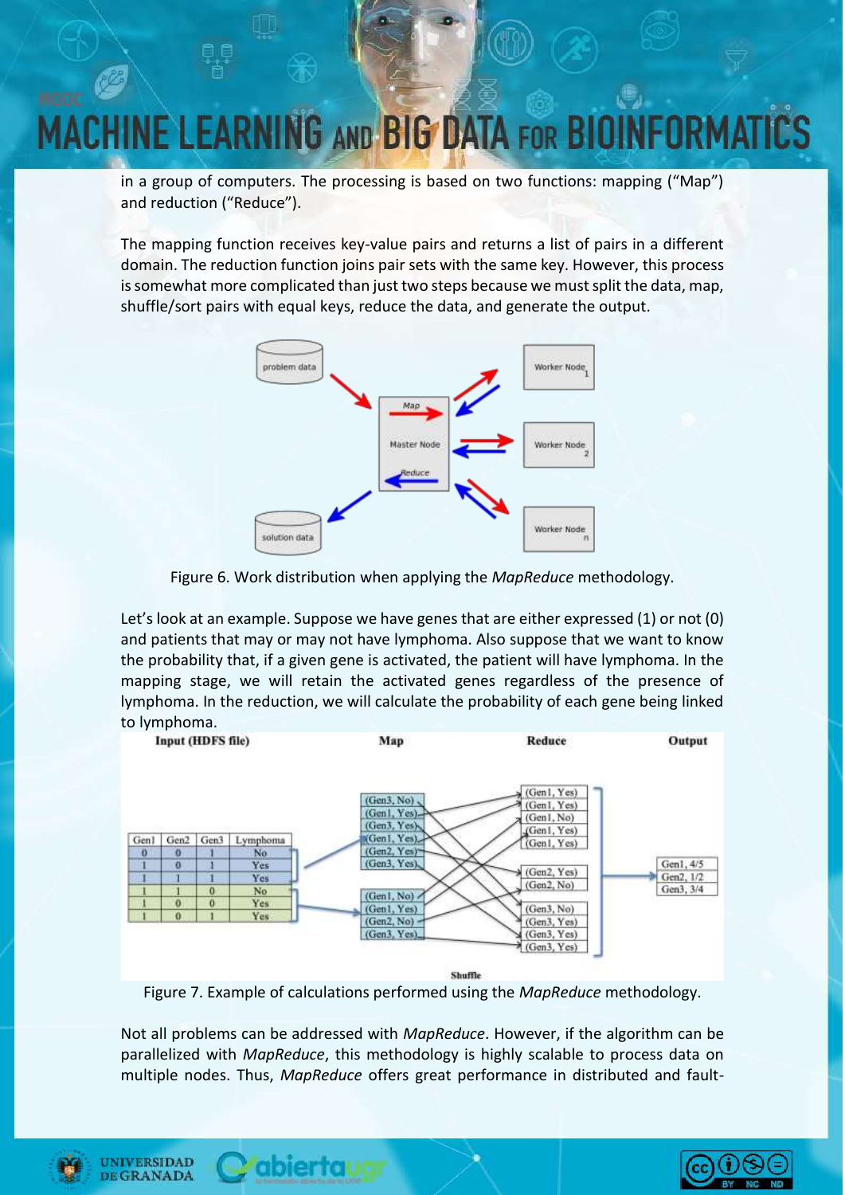in a group of computers. The processing is based on two functions: mapping ("Map") and reduction ("Reduce").

The mapping function receives key-value pairs and returns a list of pairs in a different domain. The reduction function joins pair sets with the same key. However, this process is somewhat more complicated than just two steps because we must split the data, map, shuffle/sort pairs with equal keys, reduce the data, and generate the output.

Figure 6. Work distribution when applying the *MapReduce* methodology.

Let's look at an example. Suppose we have genes that are either expressed (1) or not (0) and patients that may or may not have lymphoma. Also suppose that we want to know the probability that, if a given gene is activated, the patient will have lymphoma. In the mapping stage, we will retain the activated genes regardless of the presence of lymphoma. In the reduction, we will calculate the probability of each gene being linked to lymphoma.

Figure 7. Example of calculations performed using the *MapReduce* methodology.

Not all problems can be addressed with *MapReduce*. However, if the algorithm can be parallelized with *MapReduce*, this methodology is highly scalable to process data on multiple nodes. Thus, *MapReduce* offers great performance in distributed and fault-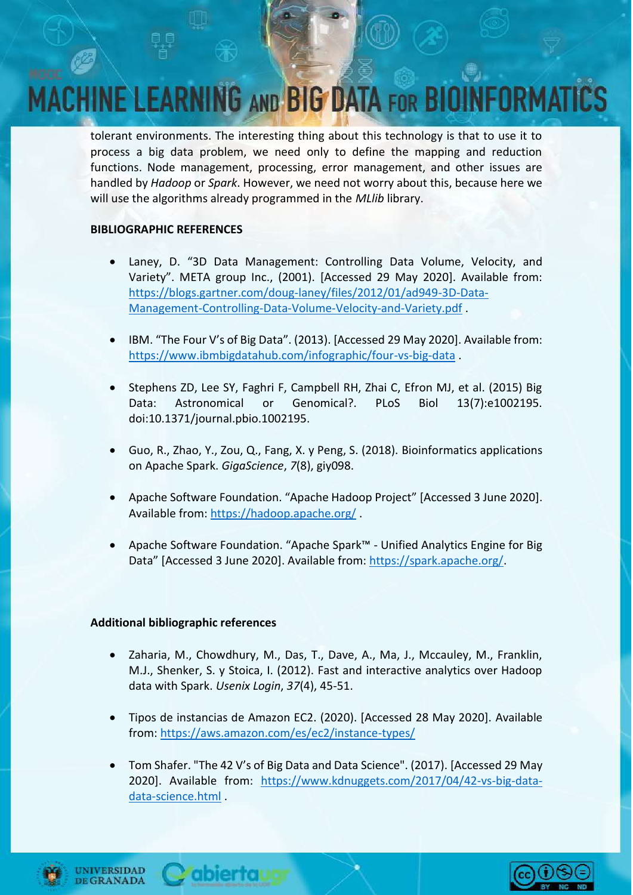tolerant environments. The interesting thing about this technology is that to use it to process a big data problem, we need only to define the mapping and reduction functions. Node management, processing, error management, and other issues are handled by *Hadoop* or *Spark*. However, we need not worry about this, because here we will use the algorithms already programmed in the *MLlib* library.

**BIBLIOGRAPHIC REFERENCES**

- Laney, D. "3D Data Management: Controlling Data Volume, Velocity, and Variety". META group Inc., (2001). [Accessed 29 May 2020]. Available from: https://blogs.gartner.com/doug-laney/files/2012/01/ad949-3D-Data-Management-Controlling-Data-Volume-Velocity-and-Variety.pdf .

- IBM. "The Four V's of Big Data". (2013). [Accessed 29 May 2020]. Available from: https://www.ibmbigdatahub.com/infographic/four-vs-big-data .

- Stephens ZD, Lee SY, Faghri F, Campbell RH, Zhai C, Efron MJ, et al. (2015) Big Data: Astronomical or Genomical?. PLoS Biol 13(7):e1002195. doi:10.1371/journal.pbio.1002195.

- Guo, R., Zhao, Y., Zou, Q., Fang, X. y Peng, S. (2018). Bioinformatics applications on Apache Spark. *GigaScience*, *7*(8), giy098.

- Apache Software Foundation. "Apache Hadoop Project" [Accessed 3 June 2020]. Available from: https://hadoop.apache.org/ .

- Apache Software Foundation. "Apache Spark™ - Unified Analytics Engine for Big Data" [Accessed 3 June 2020]. Available from: https://spark.apache.org/.

**Additional bibliographic references**

- Zaharia, M., Chowdhury, M., Das, T., Dave, A., Ma, J., Mccauley, M., Franklin, M.J., Shenker, S. y Stoica, I. (2012). Fast and interactive analytics over Hadoop data with Spark. *Usenix Login*, *37*(4), 45-51.

- Tipos de instancias de Amazon EC2. (2020). [Accessed 28 May 2020]. Available from: https://aws.amazon.com/es/ec2/instance-types/

- Tom Shafer. "The 42 V's of Big Data and Data Science". (2017). [Accessed 29 May 2020]. Available from: https://www.kdnuggets.com/2017/04/42-vs-big-data-data-science.html .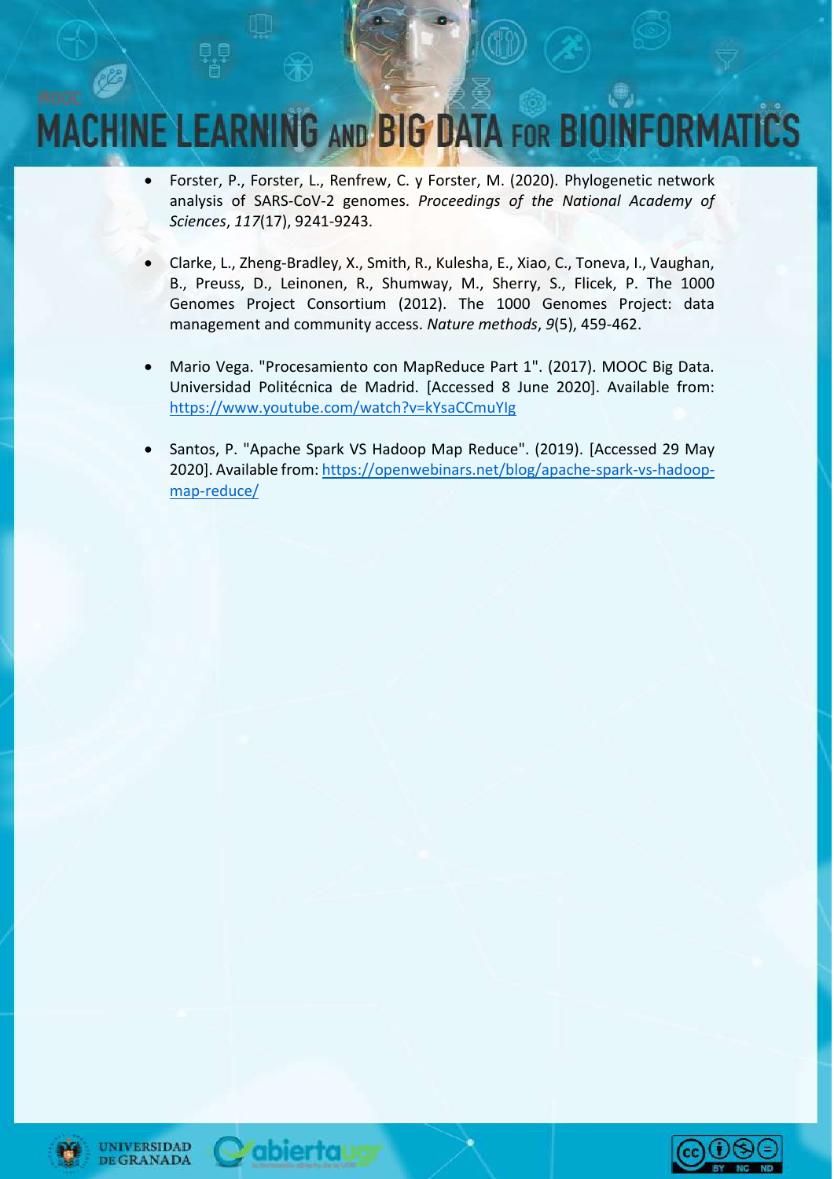- Forster, P., Forster, L., Renfrew, C. y Forster, M. (2020). Phylogenetic network analysis of SARS-CoV-2 genomes. *Proceedings of the National Academy of Sciences*, *117*(17), 9241-9243.

- Clarke, L., Zheng-Bradley, X., Smith, R., Kulesha, E., Xiao, C., Toneva, I., Vaughan, B., Preuss, D., Leinonen, R., Shumway, M., Sherry, S., Flicek, P. The 1000 Genomes Project Consortium (2012). The 1000 Genomes Project: data management and community access. *Nature methods*, *9*(5), 459-462.

- Mario Vega. "Procesamiento con MapReduce Part 1". (2017). MOOC Big Data. Universidad Politécnica de Madrid. [Accessed 8 June 2020]. Available from: https://www.youtube.com/watch?v=kYsaCCmuYIg

- Santos, P. "Apache Spark VS Hadoop Map Reduce". (2019). [Accessed 29 May 2020]. Available from: https://openwebinars.net/blog/apache-spark-vs-hadoop-map-reduce/